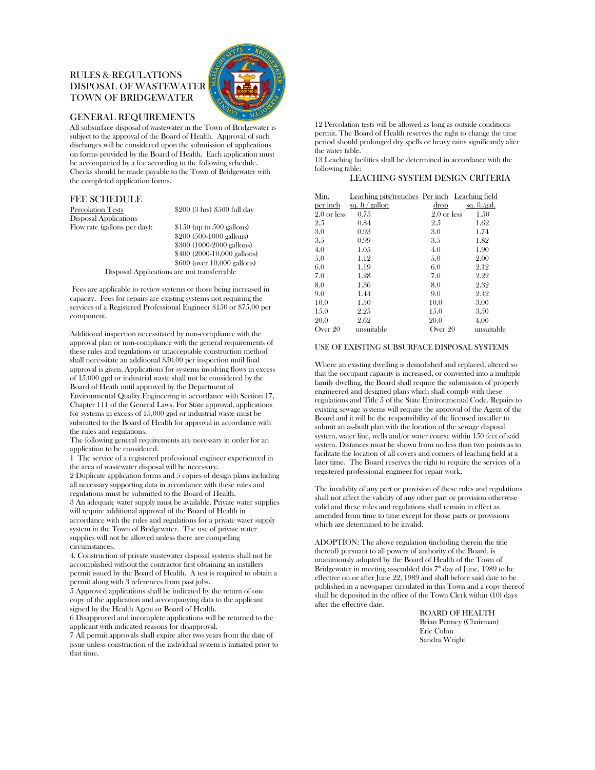# RULES & REGULATIONS
# DISPOSAL OF WASTEWATER
# TOWN OF BRIDGEWATER

## GENERAL REQUIREMENTS

All subsurface disposal of wastewater in the Town of Bridgewater is subject to the approval of the Board of Health. Approval of such discharges will be considered upon the submission of applications on forms provided by the Board of Health. Each application must be accompanied by a fee according to the following schedule. Checks should be made payable to the Town of Bridgewater with the completed application forms.

## FEE SCHEDULE

| Percolation Tests | $200 (3 hrs) $500 full day |
|---|---|
| Disposal Applications | |
| Flow rate (gallons per day): | $150 (up to 500 gallons) |
| | $200 (500-1000 gallons) |
| | $300 (1000-2000 gallons) |
| | $400 (2000-10,000 gallons) |
| | $600 (over 10,000 gallons) |

Disposal Applications are not transferrable

Fees are applicable to review systems or those being increased in capacity. Fees for repairs are existing systems not requiring the services of a Registered Professional Engineer $150 or $75.00 per component.

Additional inspection necessitated by non-compliance with the approval plan or non-compliance with the general requirements of these rules and regulations or unacceptable construction method shall necessitate an additional $50.00 per inspection until final approval is given. Applications for systems involving flows in excess of 15,000 gpd or industrial waste shall not be considered by the Board of Heath until approved by the Department of Environmental Quality Engineering in accordance with Section 17, Chapter 111 of the General Laws. For State approval, applications for systems in excess of 15,000 gpd or industrial waste must be submitted to the Board of Health for approval in accordance with the rules and regulations.

The following general requirements are necessary in order for an application to be considered.

1 The service of a registered professional engineer experienced in the area of wastewater disposal will be necessary.

2 Duplicate application forms and 5 copies of design plans including all necessary supporting data in accordance with these rules and regulations must be submitted to the Board of Health.

3 An adequate water supply must be available. Private water supplies will require additional approval of the Board of Health in accordance with the rules and regulations for a private water supply system in the Town of Bridgewater. The use of private water supplies will not be allowed unless there are compelling circumstances.

4. Construction of private wastewater disposal systems shall not be accomplished without the contractor first obtaining an installers permit issued by the Board of Health. A test is required to obtain a permit along with 3 references from past jobs.

5 Approved applications shall be indicated by the return of one copy of the application and accompanying data to the applicant signed by the Health Agent or Board of Health.

6 Disapproved and incomplete applications will be returned to the applicant with indicated reasons for disapproval.

7 All permit approvals shall expire after two years from the date of issue unless construction of the individual system is initiated prior to that time.

12 Percolation tests will be allowed as long as outside conditions permit. The Board of Health reserves the right to change the time period should prolonged dry spells or heavy rains significantly alter the water table.

13 Leaching facilities shall be determined in accordance with the following table:

### LEACHING SYSTEM DESIGN CRITERIA

| Min. per inch | Leaching pits/trenches sq. ft / gallon | Per inch drop | Leaching field sq. ft./gal. |
|---|---|---|---|
| 2.0 or less | 0.75 | 2.0 or less | 1.50 |
| 2.5 | 0.84 | 2.5 | 1.62 |
| 3.0 | 0.93 | 3.0 | 1.74 |
| 3.5 | 0.99 | 3.5 | 1.82 |
| 4.0 | 1.05 | 4.0 | 1.90 |
| 5.0 | 1.12 | 5.0 | 2.00 |
| 6.0 | 1.19 | 6.0 | 2.12 |
| 7.0 | 1.28 | 7.0 | 2.22 |
| 8.0 | 1.36 | 8.0 | 2.32 |
| 9.0 | 1.44 | 9.0 | 2.42 |
| 10.0 | 1.50 | 10.0 | 3.00 |
| 15.0 | 2.25 | 15.0 | 3.50 |
| 20.0 | 2.62 | 20.0 | 4.00 |
| Over 20 | unsuitable | Over 20 | unsuitable |

### USE OF EXISTING SUBSURFACE DISPOSAL SYSTEMS

Where an existing dwelling is demolished and replaced, altered so that the occupant capacity is increased, or converted into a multiple family dwelling, the Board shall require the submission of properly engineered and designed plans which shall comply with these regulations and Title 5 of the State Environmental Code. Repairs to existing sewage systems will require the approval of the Agent of the Board and it will be the responsibility of the licensed installer to submit an as-built plan with the location of the sewage disposal system, water line, wells and/or water course within 150 feet of said system. Distances must be shown from no less than two points as to facilitate the location of all covers and corners of leaching field at a later time. The Board reserves the right to require the services of a registered professional engineer for repair work.

The invalidity of any part or provision of these rules and regulations shall not affect the validity of any other part or provision otherwise valid and these rules and regulations shall remain in effect as amended from time to time except for those parts or provisions which are determined to be invalid.

ADOPTION: The above regulation (including therein the title thereof) pursuant to all powers of authority of the Board, is unanimously adopted by the Board of Health of the Town of Bridgewater in meeting assembled this 7th day of June, 1989 to be effective on or after June 22, 1989 and shall before said date to be published in a newspaper circulated in this Town and a copy thereof shall be deposited in the office of the Town Clerk within (10) days after the effective date.

BOARD OF HEALTH
Brian Penney (Chairman)
Eric Colon
Sandra Wright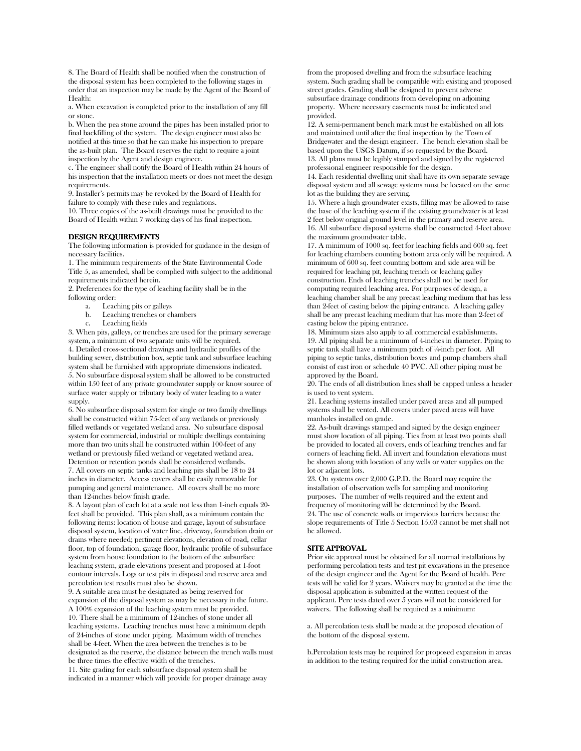8. The Board of Health shall be notified when the construction of the disposal system has been completed to the following stages in order that an inspection may be made by the Agent of the Board of Health:

a. When excavation is completed prior to the installation of any fill or stone.

b. When the pea stone around the pipes has been installed prior to final backfilling of the system. The design engineer must also be notified at this time so that he can make his inspection to prepare the as-built plan. The Board reserves the right to require a joint inspection by the Agent and design engineer.

c. The engineer shall notify the Board of Health within 24 hours of his inspection that the installation meets or does not meet the design requirements.

9. Installer's permits may be revoked by the Board of Health for failure to comply with these rules and regulations.

10. Three copies of the as-built drawings must be provided to the Board of Health within 7 working days of his final inspection.

### DESIGN REQUIREMENTS

The following information is provided for guidance in the design of necessary facilities.

1. The minimum requirements of the State Environmental Code Title 5, as amended, shall be complied with subject to the additional requirements indicated herein.

2. Preferences for the type of leaching facility shall be in the following order:
   a. Leaching pits or galleys
   b. Leaching trenches or chambers
   c. Leaching fields

3. When pits, galleys, or trenches are used for the primary sewerage system, a minimum of two separate units will be required.

4. Detailed cross-sectional drawings and hydraulic profiles of the building sewer, distribution box, septic tank and subsurface leaching system shall be furnished with appropriate dimensions indicated.

5. No subsurface disposal system shall be allowed to be constructed within 150 feet of any private groundwater supply or know source of surface water supply or tributary body of water leading to a water supply.

6. No subsurface disposal system for single or two family dwellings shall be constructed within 75-feet of any wetlands or previously filled wetlands or vegetated wetland area. No subsurface disposal system for commercial, industrial or multiple dwellings containing more than two units shall be constructed within 100-feet of any wetland or previously filled wetland or vegetated wetland area. Detention or retention ponds shall be considered wetlands.

7. All covers on septic tanks and leaching pits shall be 18 to 24 inches in diameter. Access covers shall be easily removable for pumping and general maintenance. All covers shall be no more than 12-inches below finish grade.

8. A layout plan of each lot at a scale not less than 1-inch equals 20-feet shall be provided. This plan shall, as a minimum contain the following items: location of house and garage, layout of subsurface disposal system, location of water line, driveway, foundation drain or drains where needed; pertinent elevations, elevation of road, cellar floor, top of foundation, garage floor, hydraulic profile of subsurface system from house foundation to the bottom of the subsurface leaching system, grade elevations present and proposed at 1-foot contour intervals. Logs or test pits in disposal and reserve area and percolation test results must also be shown.

9. A suitable area must be designated as being reserved for expansion of the disposal system as may be necessary in the future. A 100% expansion of the leaching system must be provided.

10. There shall be a minimum of 12-inches of stone under all leaching systems. Leaching trenches must have a minimum depth of 24-inches of stone under piping. Maximum width of trenches shall be 4-feet. When the area between the trenches is to be designated as the reserve, the distance between the trench walls must be three times the effective width of the trenches.

11. Site grading for each subsurface disposal system shall be indicated in a manner which will provide for proper drainage away from the proposed dwelling and from the subsurface leaching system. Such grading shall be compatible with existing and proposed street grades. Grading shall be designed to prevent adverse subsurface drainage conditions from developing on adjoining property. Where necessary easements must be indicated and provided.

12. A semi-permanent bench mark must be established on all lots and maintained until after the final inspection by the Town of Bridgewater and the design engineer. The bench elevation shall be based upon the USGS Datum, if so requested by the Board.

13. All plans must be legibly stamped and signed by the registered professional engineer responsible for the design.

14. Each residential dwelling unit shall have its own separate sewage disposal system and all sewage systems must be located on the same lot as the building they are serving.

15. Where a high groundwater exists, filling may be allowed to raise the base of the leaching system if the existing groundwater is at least 2 feet below original ground level in the primary and reserve area.

16. All subsurface disposal systems shall be constructed 4-feet above the maximum groundwater table.

17. A minimum of 1000 sq. feet for leaching fields and 600 sq. feet for leaching chambers counting bottom area only will be required. A minimum of 600 sq. feet counting bottom and side area will be required for leaching pit, leaching trench or leaching galley construction. Ends of leaching trenches shall not be used for computing required leaching area. For purposes of design, a leaching chamber shall be any precast leaching medium that has less than 2-feet of casting below the piping entrance. A leaching galley shall be any precast leaching medium that has more than 2-feet of casting below the piping entrance.

18. Minimum sizes also apply to all commercial establishments.

19. All piping shall be a minimum of 4-inches in diameter. Piping to septic tank shall have a minimum pitch of ¼-inch per foot. All piping to septic tanks, distribution boxes and pump chambers shall consist of cast iron or schedule 40 PVC. All other piping must be approved by the Board.

20. The ends of all distribution lines shall be capped unless a header is used to vent system.

21. Leaching systems installed under paved areas and all pumped systems shall be vented. All covers under paved areas will have manholes installed on grade.

22. As-built drawings stamped and signed by the design engineer must show location of all piping. Ties from at least two points shall be provided to located all covers, ends of leaching trenches and far corners of leaching field. All invert and foundation elevations must be shown along with location of any wells or water supplies on the lot or adjacent lots.

23. On systems over 2,000 G.P.D. the Board may require the installation of observation wells for sampling and monitoring purposes. The number of wells required and the extent and frequency of monitoring will be determined by the Board.

24. The use of concrete walls or impervious barriers because the slope requirements of Title 5 Section 15.03 cannot be met shall not be allowed.

### SITE APPROVAL

Prior site approval must be obtained for all normal installations by performing percolation tests and test pit excavations in the presence of the design engineer and the Agent for the Board of health. Perc tests will be valid for 2 years. Waivers may be granted at the time the disposal application is submitted at the written request of the applicant. Perc tests dated over 5 years will not be considered for waivers. The following shall be required as a minimum:

a. All percolation tests shall be made at the proposed elevation of the bottom of the disposal system.

b.Percolation tests may be required for proposed expansion in areas in addition to the testing required for the initial construction area.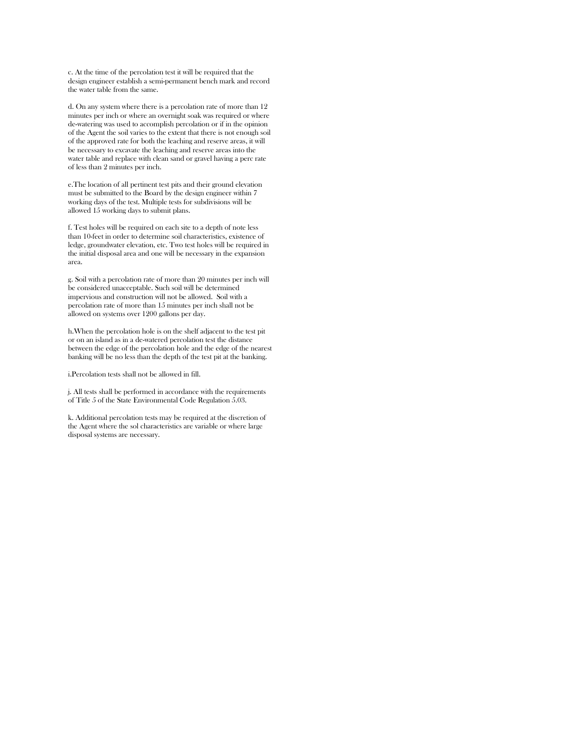c. At the time of the percolation test it will be required that the design engineer establish a semi-permanent bench mark and record the water table from the same.

d. On any system where there is a percolation rate of more than 12 minutes per inch or where an overnight soak was required or where de-watering was used to accomplish percolation or if in the opinion of the Agent the soil varies to the extent that there is not enough soil of the approved rate for both the leaching and reserve areas, it will be necessary to excavate the leaching and reserve areas into the water table and replace with clean sand or gravel having a perc rate of less than 2 minutes per inch.

e.The location of all pertinent test pits and their ground elevation must be submitted to the Board by the design engineer within 7 working days of the test. Multiple tests for subdivisions will be allowed 15 working days to submit plans.

f. Test holes will be required on each site to a depth of note less than 10-feet in order to determine soil characteristics, existence of ledge, groundwater elevation, etc. Two test holes will be required in the initial disposal area and one will be necessary in the expansion area.

g. Soil with a percolation rate of more than 20 minutes per inch will be considered unacceptable. Such soil will be determined impervious and construction will not be allowed. Soil with a percolation rate of more than 15 minutes per inch shall not be allowed on systems over 1200 gallons per day.

h.When the percolation hole is on the shelf adjacent to the test pit or on an island as in a de-watered percolation test the distance between the edge of the percolation hole and the edge of the nearest banking will be no less than the depth of the test pit at the banking.

i.Percolation tests shall not be allowed in fill.

j. All tests shall be performed in accordance with the requirements of Title 5 of the State Environmental Code Regulation 5.03.

k. Additional percolation tests may be required at the discretion of the Agent where the sol characteristics are variable or where large disposal systems are necessary.